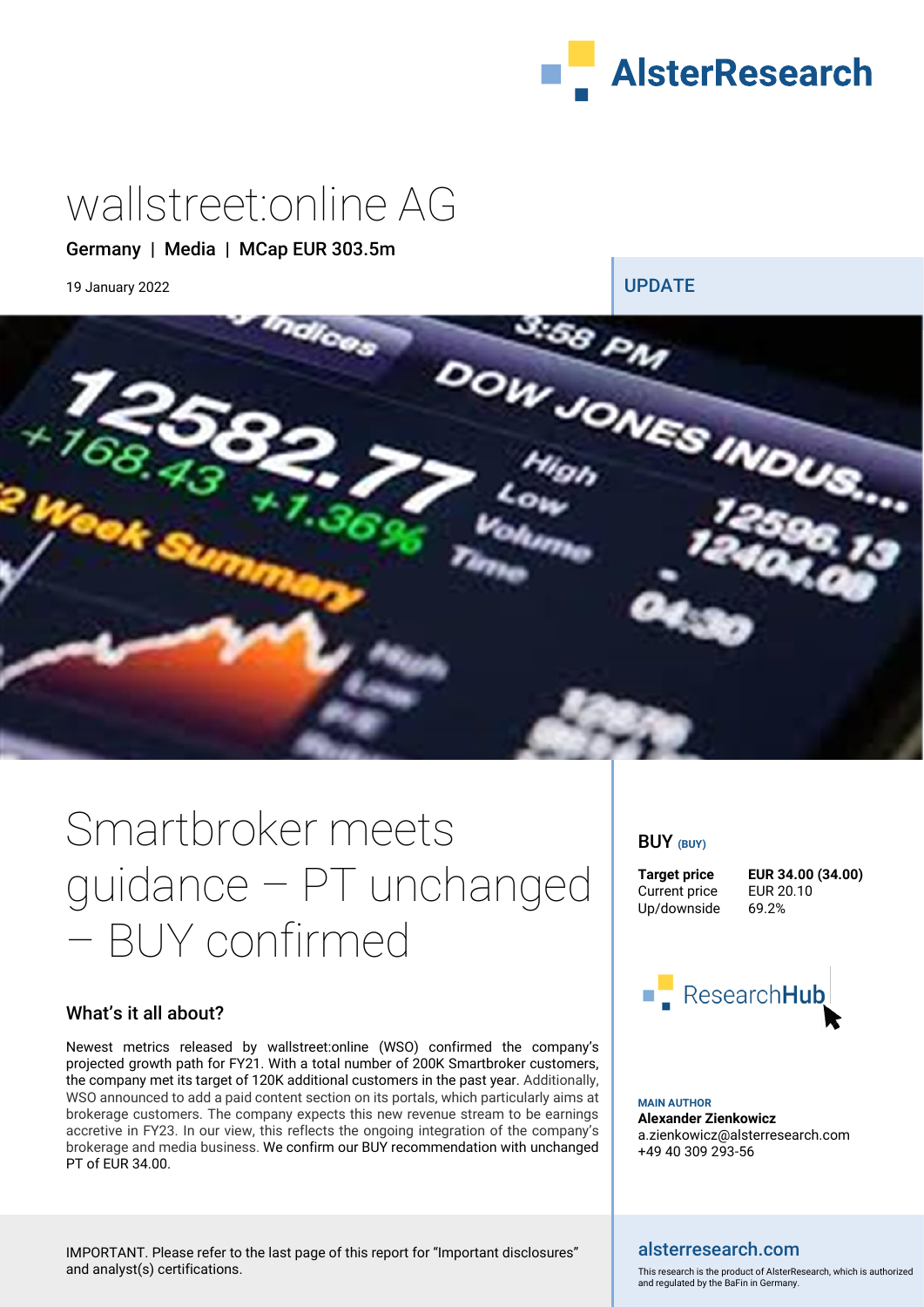AlsterResearch

# wallstreet:online AG

**Germany | Media | MCap EUR 303.5m**

19 January 2022

UPDATE

# Smartbroker meets guidance – PT unchanged – BUY confirmed

## What's it all about?

Newest metrics released by wallstreet:online (WSO) confirmed the company's projected growth path for FY21. With a total number of 200K Smartbroker customers, the company met its target of 120K additional customers in the past year. Additionally, WSO announced to add a paid content section on its portals, which particularly aims at brokerage customers. The company expects this new revenue stream to be earnings accretive in FY23. In our view, this reflects the ongoing integration of the company's brokerage and media business. We confirm our BUY recommendation with unchanged PT of EUR 34.00.

**BUY** (BUY)

| | |
|---|---|
| **Target price** | **EUR 34.00 (34.00)** |
| Current price | EUR 20.10 |
| Up/downside | 69.2% |

ResearchHub

**MAIN AUTHOR**
**Alexander Zienkowicz**
a.zienkowicz@alsterresearch.com
+49 40 309 293-56

IMPORTANT. Please refer to the last page of this report for "Important disclosures" and analyst(s) certifications.

alsterresearch.com

This research is the product of AlsterResearch, which is authorized and regulated by the BaFin in Germany.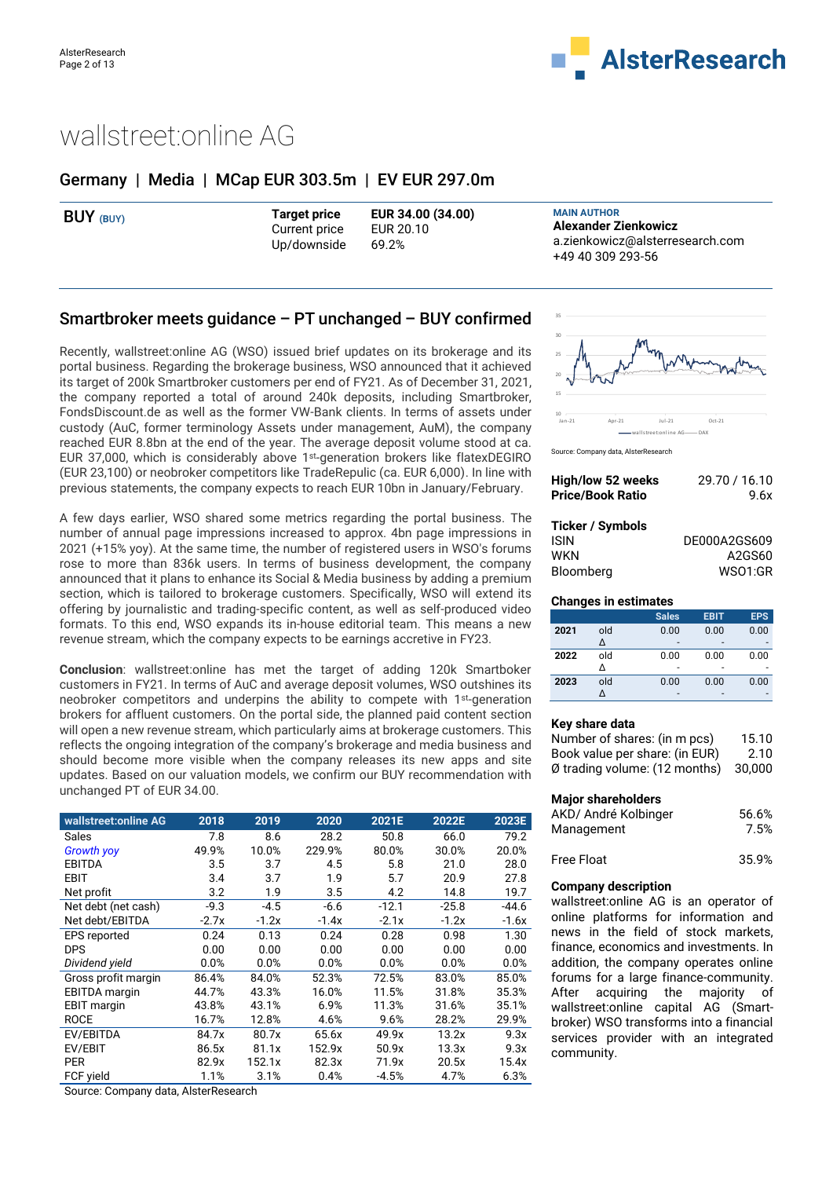# wallstreet:online AG

## Germany | Media | MCap EUR 303.5m | EV EUR 297.0m

**BUY** (BUY)

| | |
|---|---|
| **Target price** | **EUR 34.00 (34.00)** |
| Current price | EUR 20.10 |
| Up/downside | 69.2% |

MAIN AUTHOR
**Alexander Zienkowicz**
a.zienkowicz@alsterresearch.com
+49 40 309 293-56

## Smartbroker meets guidance – PT unchanged – BUY confirmed

Recently, wallstreet:online AG (WSO) issued brief updates on its brokerage and its portal business. Regarding the brokerage business, WSO announced that it achieved its target of 200k Smartbroker customers per end of FY21. As of December 31, 2021, the company reported a total of around 240k deposits, including Smartbroker, FondsDiscount.de as well as the former VW-Bank clients. In terms of assets under custody (AuC, former terminology Assets under management, AuM), the company reached EUR 8.8bn at the end of the year. The average deposit volume stood at ca. EUR 37,000, which is considerably above 1st-generation brokers like flatexDEGIRO (EUR 23,100) or neobroker competitors like TradeRepulic (ca. EUR 6,000). In line with previous statements, the company expects to reach EUR 10bn in January/February.

A few days earlier, WSO shared some metrics regarding the portal business. The number of annual page impressions increased to approx. 4bn page impressions in 2021 (+15% yoy). At the same time, the number of registered users in WSO's forums rose to more than 836k users. In terms of business development, the company announced that it plans to enhance its Social & Media business by adding a premium section, which is tailored to brokerage customers. Specifically, WSO will extend its offering by journalistic and trading-specific content, as well as self-produced video formats. To this end, WSO expands its in-house editorial team. This means a new revenue stream, which the company expects to be earnings accretive in FY23.

**Conclusion**: wallstreet:online has met the target of adding 120k Smartboker customers in FY21. In terms of AuC and average deposit volumes, WSO outshines its neobroker competitors and underpins the ability to compete with 1st-generation brokers for affluent customers. On the portal side, the planned paid content section will open a new revenue stream, which particularly aims at brokerage customers. This reflects the ongoing integration of the company's brokerage and media business and should become more visible when the company releases its new apps and site updates. Based on our valuation models, we confirm our BUY recommendation with unchanged PT of EUR 34.00.

| wallstreet:online AG | 2018 | 2019 | 2020 | 2021E | 2022E | 2023E |
|---|---|---|---|---|---|---|
| Sales | 7.8 | 8.6 | 28.2 | 50.8 | 66.0 | 79.2 |
| *Growth yoy* | 49.9% | 10.0% | 229.9% | 80.0% | 30.0% | 20.0% |
| EBITDA | 3.5 | 3.7 | 4.5 | 5.8 | 21.0 | 28.0 |
| EBIT | 3.4 | 3.7 | 1.9 | 5.7 | 20.9 | 27.8 |
| Net profit | 3.2 | 1.9 | 3.5 | 4.2 | 14.8 | 19.7 |
| Net debt (net cash) | -9.3 | -4.5 | -6.6 | -12.1 | -25.8 | -44.6 |
| Net debt/EBITDA | -2.7x | -1.2x | -1.4x | -2.1x | -1.2x | -1.6x |
| EPS reported | 0.24 | 0.13 | 0.24 | 0.28 | 0.98 | 1.30 |
| DPS | 0.00 | 0.00 | 0.00 | 0.00 | 0.00 | 0.00 |
| *Dividend yield* | 0.0% | 0.0% | 0.0% | 0.0% | 0.0% | 0.0% |
| Gross profit margin | 86.4% | 84.0% | 52.3% | 72.5% | 83.0% | 85.0% |
| EBITDA margin | 44.7% | 43.3% | 16.0% | 11.5% | 31.8% | 35.3% |
| EBIT margin | 43.8% | 43.1% | 6.9% | 11.3% | 31.6% | 35.1% |
| ROCE | 16.7% | 12.8% | 4.6% | 9.6% | 28.2% | 29.9% |
| EV/EBITDA | 84.7x | 80.7x | 65.6x | 49.9x | 13.2x | 9.3x |
| EV/EBIT | 86.5x | 81.1x | 152.9x | 50.9x | 13.3x | 9.3x |
| PER | 82.9x | 152.1x | 82.3x | 71.9x | 20.5x | 15.4x |
| FCF yield | 1.1% | 3.1% | 0.4% | -4.5% | 4.7% | 6.3% |

Source: Company data, AlsterResearch

Source: Company data, AlsterResearch

| | |
|---|---|
| **High/low 52 weeks** | 29.70 / 16.10 |
| **Price/Book Ratio** | 9.6x |

**Ticker / Symbols**

| | |
|---|---|
| ISIN | DE000A2GS609 |
| WKN | A2GS60 |
| Bloomberg | WSO1:GR |

**Changes in estimates**

| | | Sales | EBIT | EPS |
|---|---|---|---|---|
| **2021** | old | 0.00 | 0.00 | 0.00 |
| | Δ | - | - | - |
| **2022** | old | 0.00 | 0.00 | 0.00 |
| | Δ | - | - | - |
| **2023** | old | 0.00 | 0.00 | 0.00 |
| | Δ | - | - | - |

**Key share data**

| | |
|---|---|
| Number of shares: (in m pcs) | 15.10 |
| Book value per share: (in EUR) | 2.10 |
| Ø trading volume: (12 months) | 30,000 |

**Major shareholders**

| | |
|---|---|
| AKD/ André Kolbinger | 56.6% |
| Management | 7.5% |
| Free Float | 35.9% |

**Company description**

wallstreet:online AG is an operator of online platforms for information and news in the field of stock markets, finance, economics and investments. In addition, the company operates online forums for a large finance-community. After acquiring the majority of wallstreet:online capital AG (Smartbroker) WSO transforms into a financial services provider with an integrated community.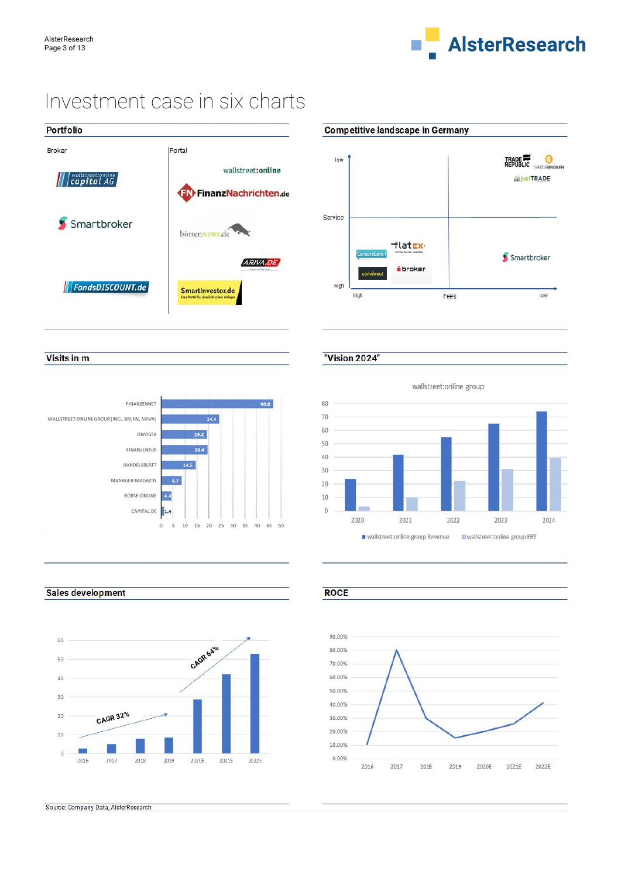# Investment case in six charts

## Portfolio

Broker

wallstreet:online capital AG

Smartbroker

FondsDISCOUNT.de

Portal

wallstreet:online

FinanzNachrichten.de

börsenNEWS.de

ARIVA.DE

SmartInvestor.de

## Competitive landscape in Germany

Service

low

high

Fees

high

low

TRADE REPUBLIC

GRATISBROKER

justTRADE

Consorsbank

flatex

comdirect

S broker

Smartbroker

## Visits in m

FINANZENNET 45.8

WALLSTREET:ONLINE GROUP (INCL. BN, FN, ARIVA) 24.4

ONVISTA 19.2

FINANZEN100 19.4

HANDELSBLATT 14.5

MANAGER-MAGAZIN 8.7

BÖRSE-ONLINE 4.4

CAPITAL.DE 1.4

0 5 10 15 20 25 30 35 40 45 50

## "Vision 2024"

wallstreet:online group

80 70 60 50 40 30 20 10 0

2020 2021 2022 2023 2024

wallstreet:online group Revenue

wallstreet:online group EBT

## Sales development

60 50 40 30 20 10 0

CAGR 32%

CAGR 64%

2016 2017 2018 2019 2020E 2021E 2022E

## ROCE

90.00% 80.00% 70.00% 60.00% 50.00% 40.00% 30.00% 20.00% 10.00% 0.00%

2016 2017 2018 2019 2020E 2021E 2022E

Source: Company Data, AlsterResearch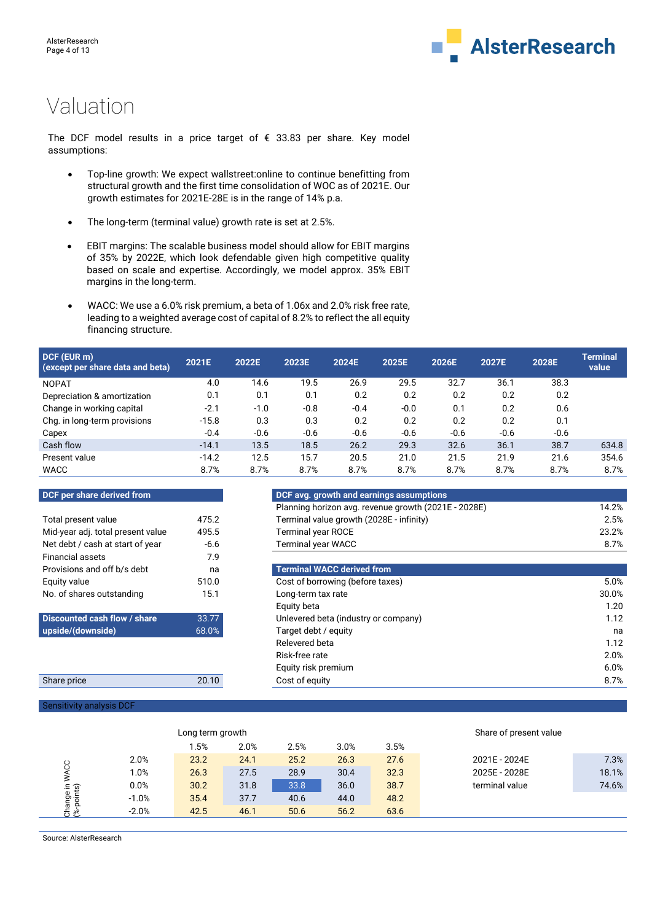# Valuation

The DCF model results in a price target of € 33.83 per share. Key model assumptions:

- Top-line growth: We expect wallstreet:online to continue benefitting from structural growth and the first time consolidation of WOC as of 2021E. Our growth estimates for 2021E-28E is in the range of 14% p.a.
- The long-term (terminal value) growth rate is set at 2.5%.
- EBIT margins: The scalable business model should allow for EBIT margins of 35% by 2022E, which look defendable given high competitive quality based on scale and expertise. Accordingly, we model approx. 35% EBIT margins in the long-term.
- WACC: We use a 6.0% risk premium, a beta of 1.06x and 2.0% risk free rate, leading to a weighted average cost of capital of 8.2% to reflect the all equity financing structure.

| DCF (EUR m) (except per share data and beta) | 2021E | 2022E | 2023E | 2024E | 2025E | 2026E | 2027E | 2028E | Terminal value |
|---|---|---|---|---|---|---|---|---|---|
| NOPAT | 4.0 | 14.6 | 19.5 | 26.9 | 29.5 | 32.7 | 36.1 | 38.3 | |
| Depreciation & amortization | 0.1 | 0.1 | 0.1 | 0.2 | 0.2 | 0.2 | 0.2 | 0.2 | |
| Change in working capital | -2.1 | -1.0 | -0.8 | -0.4 | -0.0 | 0.1 | 0.2 | 0.6 | |
| Chg. in long-term provisions | -15.8 | 0.3 | 0.3 | 0.2 | 0.2 | 0.2 | 0.2 | 0.1 | |
| Capex | -0.4 | -0.6 | -0.6 | -0.6 | -0.6 | -0.6 | -0.6 | -0.6 | |
| Cash flow | -14.1 | 13.5 | 18.5 | 26.2 | 29.3 | 32.6 | 36.1 | 38.7 | 634.8 |
| Present value | -14.2 | 12.5 | 15.7 | 20.5 | 21.0 | 21.5 | 21.9 | 21.6 | 354.6 |
| WACC | 8.7% | 8.7% | 8.7% | 8.7% | 8.7% | 8.7% | 8.7% | 8.7% | 8.7% |

| DCF per share derived from | |
|---|---|
| Total present value | 475.2 |
| Mid-year adj. total present value | 495.5 |
| Net debt / cash at start of year | -6.6 |
| Financial assets | 7.9 |
| Provisions and off b/s debt | na |
| Equity value | 510.0 |
| No. of shares outstanding | 15.1 |
| **Discounted cash flow / share** | **33.77** |
| **upside/(downside)** | **68.0%** |
| Share price | 20.10 |

| DCF avg. growth and earnings assumptions | |
|---|---|
| Planning horizon avg. revenue growth (2021E - 2028E) | 14.2% |
| Terminal value growth (2028E - infinity) | 2.5% |
| Terminal year ROCE | 23.2% |
| Terminal year WACC | 8.7% |

| Terminal WACC derived from | |
|---|---|
| Cost of borrowing (before taxes) | 5.0% |
| Long-term tax rate | 30.0% |
| Equity beta | 1.20 |
| Unlevered beta (industry or company) | 1.12 |
| Target debt / equity | na |
| Relevered beta | 1.12 |
| Risk-free rate | 2.0% |
| Equity risk premium | 6.0% |
| Cost of equity | 8.7% |

Sensitivity analysis DCF

| Change in WACC (%-points) | Long term growth 1.5% | 2.0% | 2.5% | 3.0% | 3.5% |
|---|---|---|---|---|---|
| 2.0% | 23.2 | 24.1 | 25.2 | 26.3 | 27.6 |
| 1.0% | 26.3 | 27.5 | 28.9 | 30.4 | 32.3 |
| 0.0% | 30.2 | 31.8 | 33.8 | 36.0 | 38.7 |
| -1.0% | 35.4 | 37.7 | 40.6 | 44.0 | 48.2 |
| -2.0% | 42.5 | 46.1 | 50.6 | 56.2 | 63.6 |

| Share of present value | |
|---|---|
| 2021E - 2024E | 7.3% |
| 2025E - 2028E | 18.1% |
| terminal value | 74.6% |

Source: AlsterResearch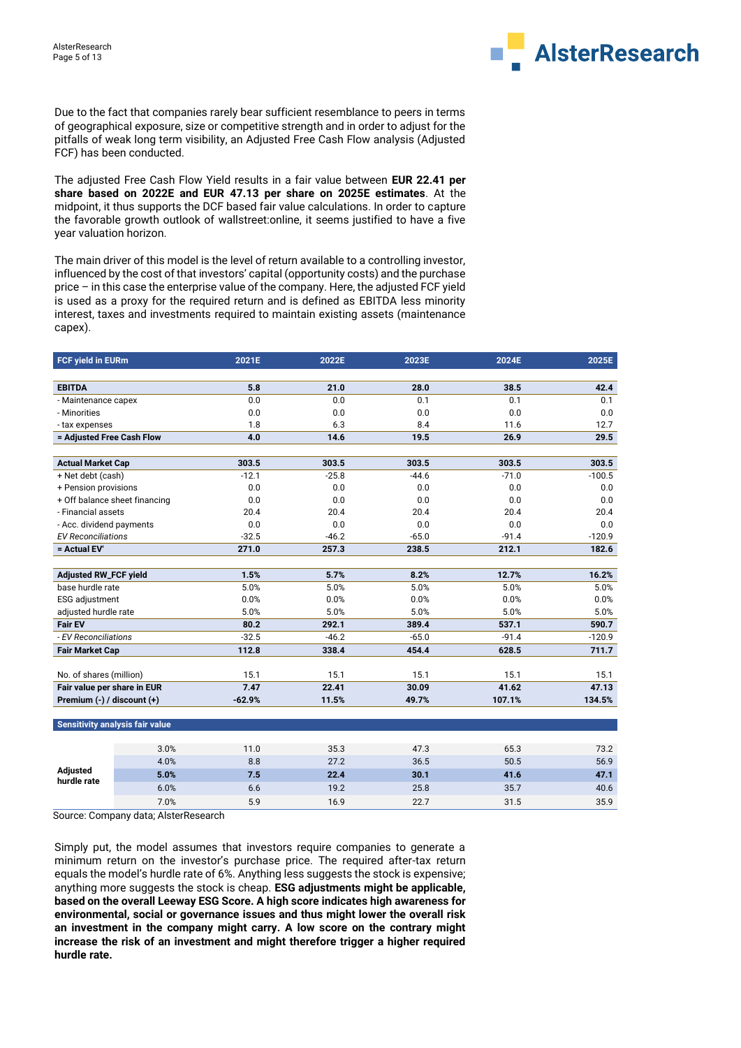Due to the fact that companies rarely bear sufficient resemblance to peers in terms of geographical exposure, size or competitive strength and in order to adjust for the pitfalls of weak long term visibility, an Adjusted Free Cash Flow analysis (Adjusted FCF) has been conducted.

The adjusted Free Cash Flow Yield results in a fair value between **EUR 22.41 per share based on 2022E and EUR 47.13 per share on 2025E estimates**. At the midpoint, it thus supports the DCF based fair value calculations. In order to capture the favorable growth outlook of wallstreet:online, it seems justified to have a five year valuation horizon.

The main driver of this model is the level of return available to a controlling investor, influenced by the cost of that investors' capital (opportunity costs) and the purchase price – in this case the enterprise value of the company. Here, the adjusted FCF yield is used as a proxy for the required return and is defined as EBITDA less minority interest, taxes and investments required to maintain existing assets (maintenance capex).

| FCF yield in EURm | 2021E | 2022E | 2023E | 2024E | 2025E |
|---|---|---|---|---|---|
| **EBITDA** | **5.8** | **21.0** | **28.0** | **38.5** | **42.4** |
| - Maintenance capex | 0.0 | 0.0 | 0.1 | 0.1 | 0.1 |
| - Minorities | 0.0 | 0.0 | 0.0 | 0.0 | 0.0 |
| - tax expenses | 1.8 | 6.3 | 8.4 | 11.6 | 12.7 |
| **= Adjusted Free Cash Flow** | **4.0** | **14.6** | **19.5** | **26.9** | **29.5** |
| | | | | | |
| **Actual Market Cap** | **303.5** | **303.5** | **303.5** | **303.5** | **303.5** |
| + Net debt (cash) | -12.1 | -25.8 | -44.6 | -71.0 | -100.5 |
| + Pension provisions | 0.0 | 0.0 | 0.0 | 0.0 | 0.0 |
| + Off balance sheet financing | 0.0 | 0.0 | 0.0 | 0.0 | 0.0 |
| - Financial assets | 20.4 | 20.4 | 20.4 | 20.4 | 20.4 |
| - Acc. dividend payments | 0.0 | 0.0 | 0.0 | 0.0 | 0.0 |
| *EV Reconciliations* | -32.5 | -46.2 | -65.0 | -91.4 | -120.9 |
| **= Actual EV'** | **271.0** | **257.3** | **238.5** | **212.1** | **182.6** |
| | | | | | |
| **Adjusted RW_FCF yield** | **1.5%** | **5.7%** | **8.2%** | **12.7%** | **16.2%** |
| base hurdle rate | 5.0% | 5.0% | 5.0% | 5.0% | 5.0% |
| ESG adjustment | 0.0% | 0.0% | 0.0% | 0.0% | 0.0% |
| adjusted hurdle rate | 5.0% | 5.0% | 5.0% | 5.0% | 5.0% |
| **Fair EV** | **80.2** | **292.1** | **389.4** | **537.1** | **590.7** |
| *- EV Reconciliations* | -32.5 | -46.2 | -65.0 | -91.4 | -120.9 |
| **Fair Market Cap** | **112.8** | **338.4** | **454.4** | **628.5** | **711.7** |
| | | | | | |
| No. of shares (million) | 15.1 | 15.1 | 15.1 | 15.1 | 15.1 |
| **Fair value per share in EUR** | **7.47** | **22.41** | **30.09** | **41.62** | **47.13** |
| **Premium (-) / discount (+)** | **-62.9%** | **11.5%** | **49.7%** | **107.1%** | **134.5%** |

| Sensitivity analysis fair value | | | | | | |
|---|---|---|---|---|---|---|
| **Adjusted hurdle rate** | 3.0% | 11.0 | 35.3 | 47.3 | 65.3 | 73.2 |
| | 4.0% | 8.8 | 27.2 | 36.5 | 50.5 | 56.9 |
| | **5.0%** | **7.5** | **22.4** | **30.1** | **41.6** | **47.1** |
| | 6.0% | 6.6 | 19.2 | 25.8 | 35.7 | 40.6 |
| | 7.0% | 5.9 | 16.9 | 22.7 | 31.5 | 35.9 |

Source: Company data; AlsterResearch

Simply put, the model assumes that investors require companies to generate a minimum return on the investor's purchase price. The required after-tax return equals the model's hurdle rate of 6%. Anything less suggests the stock is expensive; anything more suggests the stock is cheap. **ESG adjustments might be applicable, based on the overall Leeway ESG Score. A high score indicates high awareness for environmental, social or governance issues and thus might lower the overall risk an investment in the company might carry. A low score on the contrary might increase the risk of an investment and might therefore trigger a higher required hurdle rate.**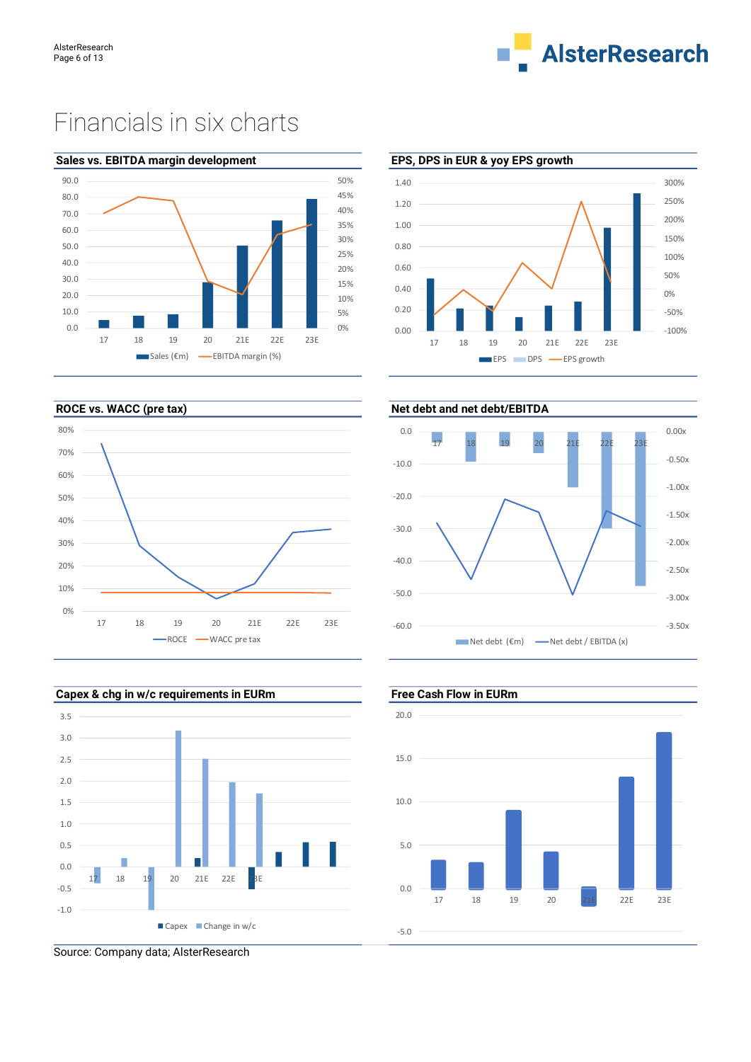# Financials in six charts

## Sales vs. EBITDA margin development

90.0
80.0
70.0
60.0
50.0
40.0
30.0
20.0
10.0
0.0

50%
45%
40%
35%
30%
25%
20%
15%
10%
5%
0%

17 18 19 20 21E 22E 23E

Sales (€m) — EBITDA margin (%)

## EPS, DPS in EUR & yoy EPS growth

1.40
1.20
1.00
0.80
0.60
0.40
0.20
0.00

300%
250%
200%
150%
100%
50%
0%
-50%
-100%

17 18 19 20 21E 22E 23E

EPS DPS EPS growth

## ROCE vs. WACC (pre tax)

80%
70%
60%
50%
40%
30%
20%
10%
0%

17 18 19 20 21E 22E 23E

ROCE WACC pre tax

## Net debt and net debt/EBITDA

0.0
-10.0
-20.0
-30.0
-40.0
-50.0
-60.0

0.00x
-0.50x
-1.00x
-1.50x
-2.00x
-2.50x
-3.00x
-3.50x

17 18 19 20 21E 22E 23E

Net debt (€m) Net debt / EBITDA (x)

## Capex & chg in w/c requirements in EURm

3.5
3.0
2.5
2.0
1.5
1.0
0.5
0.0
-0.5
-1.0

17 18 19 20 21E 22E 23E

Capex Change in w/c

## Free Cash Flow in EURm

20.0
15.0
10.0
5.0
0.0
-5.0

17 18 19 20 21E 22E 23E

Source: Company data; AlsterResearch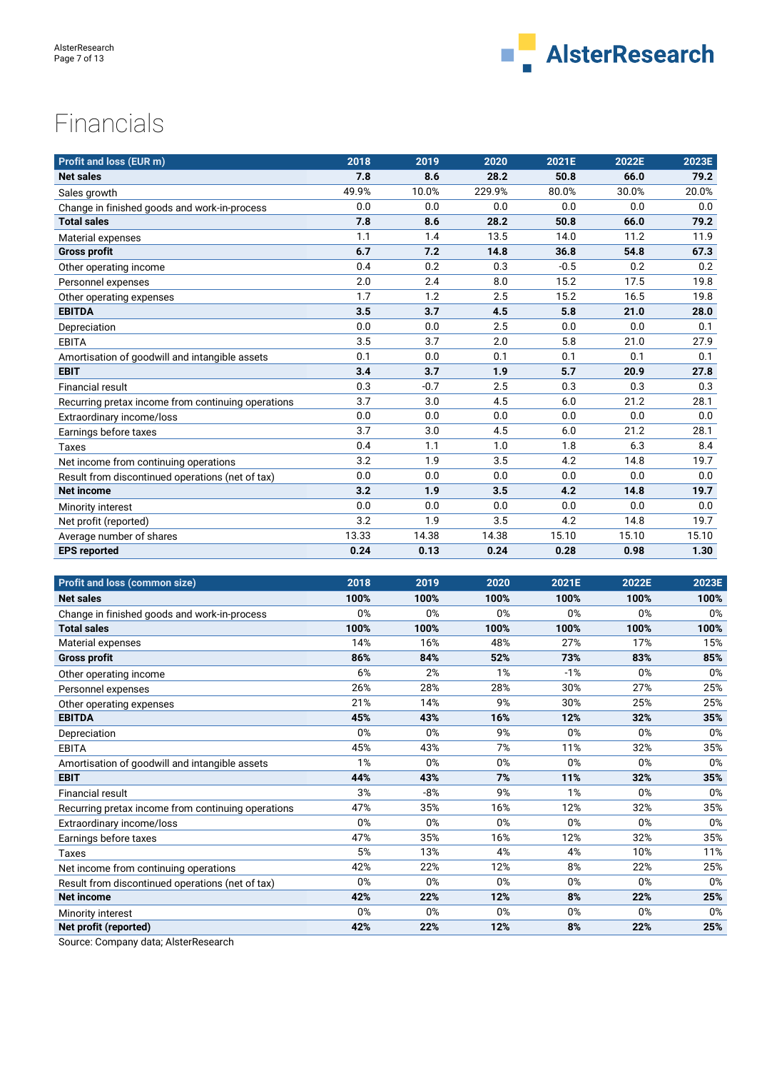# Financials

| Profit and loss (EUR m) | 2018 | 2019 | 2020 | 2021E | 2022E | 2023E |
|---|---|---|---|---|---|---|
| **Net sales** | **7.8** | **8.6** | **28.2** | **50.8** | **66.0** | **79.2** |
| Sales growth | 49.9% | 10.0% | 229.9% | 80.0% | 30.0% | 20.0% |
| Change in finished goods and work-in-process | 0.0 | 0.0 | 0.0 | 0.0 | 0.0 | 0.0 |
| **Total sales** | **7.8** | **8.6** | **28.2** | **50.8** | **66.0** | **79.2** |
| Material expenses | 1.1 | 1.4 | 13.5 | 14.0 | 11.2 | 11.9 |
| **Gross profit** | **6.7** | **7.2** | **14.8** | **36.8** | **54.8** | **67.3** |
| Other operating income | 0.4 | 0.2 | 0.3 | -0.5 | 0.2 | 0.2 |
| Personnel expenses | 2.0 | 2.4 | 8.0 | 15.2 | 17.5 | 19.8 |
| Other operating expenses | 1.7 | 1.2 | 2.5 | 15.2 | 16.5 | 19.8 |
| **EBITDA** | **3.5** | **3.7** | **4.5** | **5.8** | **21.0** | **28.0** |
| Depreciation | 0.0 | 0.0 | 2.5 | 0.0 | 0.0 | 0.1 |
| EBITA | 3.5 | 3.7 | 2.0 | 5.8 | 21.0 | 27.9 |
| Amortisation of goodwill and intangible assets | 0.1 | 0.0 | 0.1 | 0.1 | 0.1 | 0.1 |
| **EBIT** | **3.4** | **3.7** | **1.9** | **5.7** | **20.9** | **27.8** |
| Financial result | 0.3 | -0.7 | 2.5 | 0.3 | 0.3 | 0.3 |
| Recurring pretax income from continuing operations | 3.7 | 3.0 | 4.5 | 6.0 | 21.2 | 28.1 |
| Extraordinary income/loss | 0.0 | 0.0 | 0.0 | 0.0 | 0.0 | 0.0 |
| Earnings before taxes | 3.7 | 3.0 | 4.5 | 6.0 | 21.2 | 28.1 |
| Taxes | 0.4 | 1.1 | 1.0 | 1.8 | 6.3 | 8.4 |
| Net income from continuing operations | 3.2 | 1.9 | 3.5 | 4.2 | 14.8 | 19.7 |
| Result from discontinued operations (net of tax) | 0.0 | 0.0 | 0.0 | 0.0 | 0.0 | 0.0 |
| **Net income** | **3.2** | **1.9** | **3.5** | **4.2** | **14.8** | **19.7** |
| Minority interest | 0.0 | 0.0 | 0.0 | 0.0 | 0.0 | 0.0 |
| Net profit (reported) | 3.2 | 1.9 | 3.5 | 4.2 | 14.8 | 19.7 |
| Average number of shares | 13.33 | 14.38 | 14.38 | 15.10 | 15.10 | 15.10 |
| **EPS reported** | **0.24** | **0.13** | **0.24** | **0.28** | **0.98** | **1.30** |

| Profit and loss (common size) | 2018 | 2019 | 2020 | 2021E | 2022E | 2023E |
|---|---|---|---|---|---|---|
| **Net sales** | **100%** | **100%** | **100%** | **100%** | **100%** | **100%** |
| Change in finished goods and work-in-process | 0% | 0% | 0% | 0% | 0% | 0% |
| **Total sales** | **100%** | **100%** | **100%** | **100%** | **100%** | **100%** |
| Material expenses | 14% | 16% | 48% | 27% | 17% | 15% |
| **Gross profit** | **86%** | **84%** | **52%** | **73%** | **83%** | **85%** |
| Other operating income | 6% | 2% | 1% | -1% | 0% | 0% |
| Personnel expenses | 26% | 28% | 28% | 30% | 27% | 25% |
| Other operating expenses | 21% | 14% | 9% | 30% | 25% | 25% |
| **EBITDA** | **45%** | **43%** | **16%** | **12%** | **32%** | **35%** |
| Depreciation | 0% | 0% | 9% | 0% | 0% | 0% |
| EBITA | 45% | 43% | 7% | 11% | 32% | 35% |
| Amortisation of goodwill and intangible assets | 1% | 0% | 0% | 0% | 0% | 0% |
| **EBIT** | **44%** | **43%** | **7%** | **11%** | **32%** | **35%** |
| Financial result | 3% | -8% | 9% | 1% | 0% | 0% |
| Recurring pretax income from continuing operations | 47% | 35% | 16% | 12% | 32% | 35% |
| Extraordinary income/loss | 0% | 0% | 0% | 0% | 0% | 0% |
| Earnings before taxes | 47% | 35% | 16% | 12% | 32% | 35% |
| Taxes | 5% | 13% | 4% | 4% | 10% | 11% |
| Net income from continuing operations | 42% | 22% | 12% | 8% | 22% | 25% |
| Result from discontinued operations (net of tax) | 0% | 0% | 0% | 0% | 0% | 0% |
| **Net income** | **42%** | **22%** | **12%** | **8%** | **22%** | **25%** |
| Minority interest | 0% | 0% | 0% | 0% | 0% | 0% |
| **Net profit (reported)** | **42%** | **22%** | **12%** | **8%** | **22%** | **25%** |

Source: Company data; AlsterResearch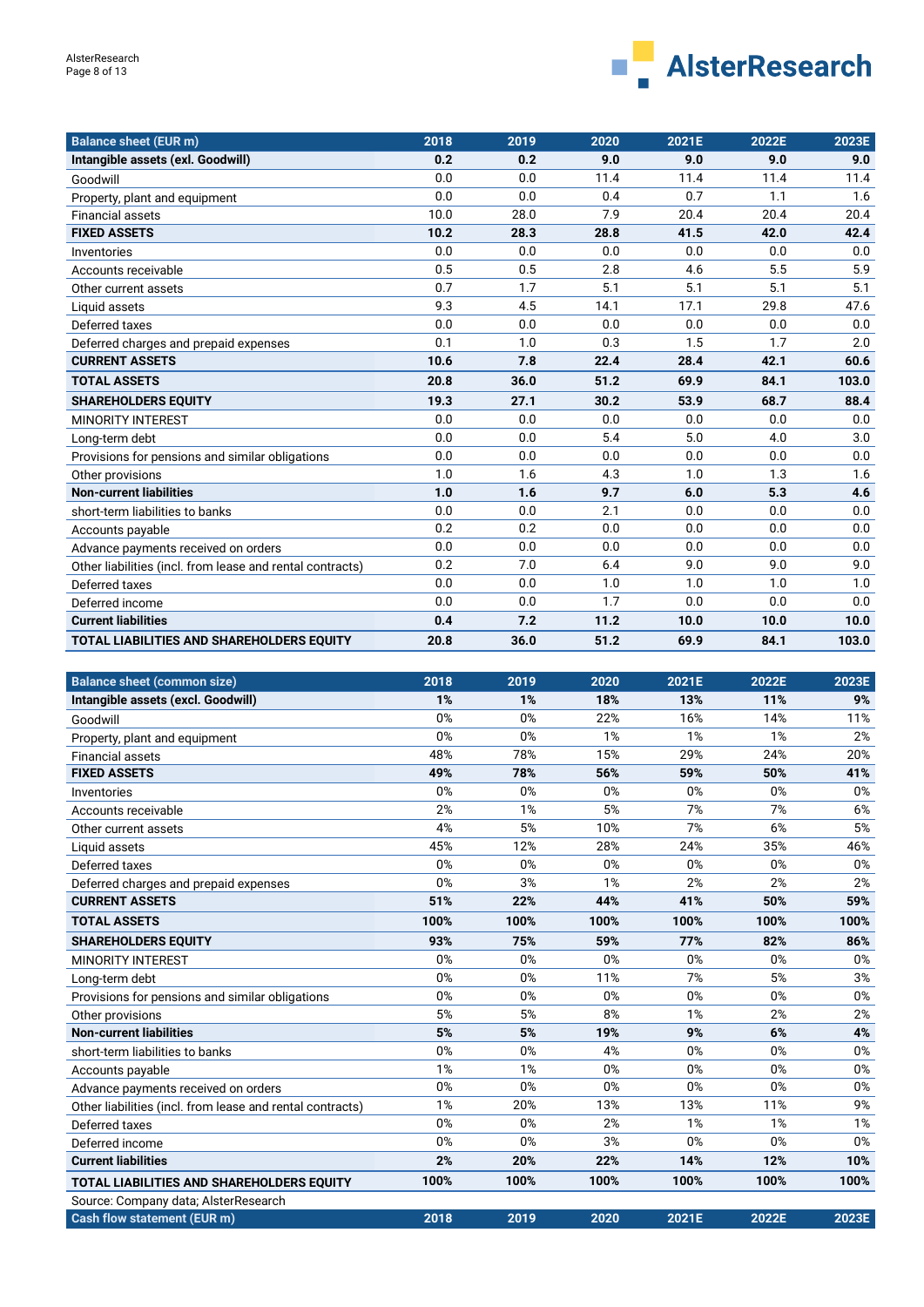| Balance sheet (EUR m) | 2018 | 2019 | 2020 | 2021E | 2022E | 2023E |
|---|---|---|---|---|---|---|
| **Intangible assets (exl. Goodwill)** | **0.2** | **0.2** | **9.0** | **9.0** | **9.0** | **9.0** |
| Goodwill | 0.0 | 0.0 | 11.4 | 11.4 | 11.4 | 11.4 |
| Property, plant and equipment | 0.0 | 0.0 | 0.4 | 0.7 | 1.1 | 1.6 |
| Financial assets | 10.0 | 28.0 | 7.9 | 20.4 | 20.4 | 20.4 |
| **FIXED ASSETS** | **10.2** | **28.3** | **28.8** | **41.5** | **42.0** | **42.4** |
| Inventories | 0.0 | 0.0 | 0.0 | 0.0 | 0.0 | 0.0 |
| Accounts receivable | 0.5 | 0.5 | 2.8 | 4.6 | 5.5 | 5.9 |
| Other current assets | 0.7 | 1.7 | 5.1 | 5.1 | 5.1 | 5.1 |
| Liquid assets | 9.3 | 4.5 | 14.1 | 17.1 | 29.8 | 47.6 |
| Deferred taxes | 0.0 | 0.0 | 0.0 | 0.0 | 0.0 | 0.0 |
| Deferred charges and prepaid expenses | 0.1 | 1.0 | 0.3 | 1.5 | 1.7 | 2.0 |
| **CURRENT ASSETS** | **10.6** | **7.8** | **22.4** | **28.4** | **42.1** | **60.6** |
| **TOTAL ASSETS** | **20.8** | **36.0** | **51.2** | **69.9** | **84.1** | **103.0** |
| **SHAREHOLDERS EQUITY** | **19.3** | **27.1** | **30.2** | **53.9** | **68.7** | **88.4** |
| MINORITY INTEREST | 0.0 | 0.0 | 0.0 | 0.0 | 0.0 | 0.0 |
| Long-term debt | 0.0 | 0.0 | 5.4 | 5.0 | 4.0 | 3.0 |
| Provisions for pensions and similar obligations | 0.0 | 0.0 | 0.0 | 0.0 | 0.0 | 0.0 |
| Other provisions | 1.0 | 1.6 | 4.3 | 1.0 | 1.3 | 1.6 |
| **Non-current liabilities** | **1.0** | **1.6** | **9.7** | **6.0** | **5.3** | **4.6** |
| short-term liabilities to banks | 0.0 | 0.0 | 2.1 | 0.0 | 0.0 | 0.0 |
| Accounts payable | 0.2 | 0.2 | 0.0 | 0.0 | 0.0 | 0.0 |
| Advance payments received on orders | 0.0 | 0.0 | 0.0 | 0.0 | 0.0 | 0.0 |
| Other liabilities (incl. from lease and rental contracts) | 0.2 | 7.0 | 6.4 | 9.0 | 9.0 | 9.0 |
| Deferred taxes | 0.0 | 0.0 | 1.0 | 1.0 | 1.0 | 1.0 |
| Deferred income | 0.0 | 0.0 | 1.7 | 0.0 | 0.0 | 0.0 |
| **Current liabilities** | **0.4** | **7.2** | **11.2** | **10.0** | **10.0** | **10.0** |
| **TOTAL LIABILITIES AND SHAREHOLDERS EQUITY** | **20.8** | **36.0** | **51.2** | **69.9** | **84.1** | **103.0** |

| Balance sheet (common size) | 2018 | 2019 | 2020 | 2021E | 2022E | 2023E |
|---|---|---|---|---|---|---|
| **Intangible assets (excl. Goodwill)** | **1%** | **1%** | **18%** | **13%** | **11%** | **9%** |
| Goodwill | 0% | 0% | 22% | 16% | 14% | 11% |
| Property, plant and equipment | 0% | 0% | 1% | 1% | 1% | 2% |
| Financial assets | 48% | 78% | 15% | 29% | 24% | 20% |
| **FIXED ASSETS** | **49%** | **78%** | **56%** | **59%** | **50%** | **41%** |
| Inventories | 0% | 0% | 0% | 0% | 0% | 0% |
| Accounts receivable | 2% | 1% | 5% | 7% | 7% | 6% |
| Other current assets | 4% | 5% | 10% | 7% | 6% | 5% |
| Liquid assets | 45% | 12% | 28% | 24% | 35% | 46% |
| Deferred taxes | 0% | 0% | 0% | 0% | 0% | 0% |
| Deferred charges and prepaid expenses | 0% | 3% | 1% | 2% | 2% | 2% |
| **CURRENT ASSETS** | **51%** | **22%** | **44%** | **41%** | **50%** | **59%** |
| **TOTAL ASSETS** | **100%** | **100%** | **100%** | **100%** | **100%** | **100%** |
| **SHAREHOLDERS EQUITY** | **93%** | **75%** | **59%** | **77%** | **82%** | **86%** |
| MINORITY INTEREST | 0% | 0% | 0% | 0% | 0% | 0% |
| Long-term debt | 0% | 0% | 11% | 7% | 5% | 3% |
| Provisions for pensions and similar obligations | 0% | 0% | 0% | 0% | 0% | 0% |
| Other provisions | 5% | 5% | 8% | 1% | 2% | 2% |
| **Non-current liabilities** | **5%** | **5%** | **19%** | **9%** | **6%** | **4%** |
| short-term liabilities to banks | 0% | 0% | 4% | 0% | 0% | 0% |
| Accounts payable | 1% | 1% | 0% | 0% | 0% | 0% |
| Advance payments received on orders | 0% | 0% | 0% | 0% | 0% | 0% |
| Other liabilities (incl. from lease and rental contracts) | 1% | 20% | 13% | 13% | 11% | 9% |
| Deferred taxes | 0% | 0% | 2% | 1% | 1% | 1% |
| Deferred income | 0% | 0% | 3% | 0% | 0% | 0% |
| **Current liabilities** | **2%** | **20%** | **22%** | **14%** | **12%** | **10%** |
| **TOTAL LIABILITIES AND SHAREHOLDERS EQUITY** | **100%** | **100%** | **100%** | **100%** | **100%** | **100%** |

Source: Company data; AlsterResearch

| Cash flow statement (EUR m) | 2018 | 2019 | 2020 | 2021E | 2022E | 2023E |
|---|---|---|---|---|---|---|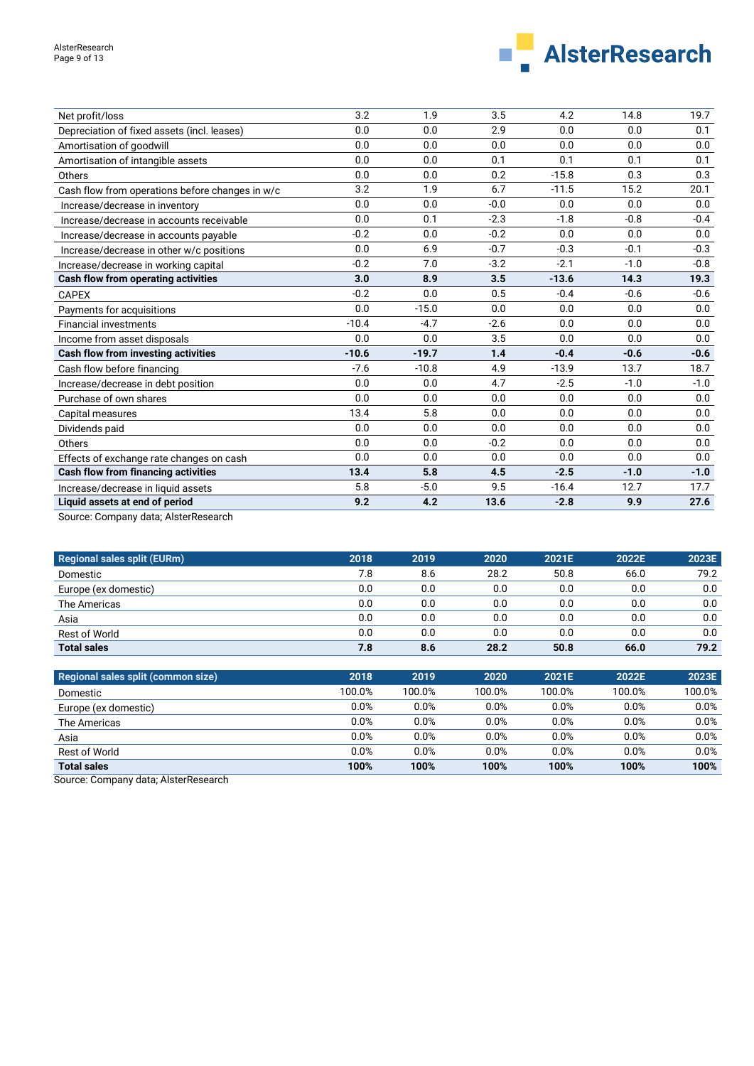| | | | | | | |
|---|---|---|---|---|---|---|
| Net profit/loss | 3.2 | 1.9 | 3.5 | 4.2 | 14.8 | 19.7 |
| Depreciation of fixed assets (incl. leases) | 0.0 | 0.0 | 2.9 | 0.0 | 0.0 | 0.1 |
| Amortisation of goodwill | 0.0 | 0.0 | 0.0 | 0.0 | 0.0 | 0.0 |
| Amortisation of intangible assets | 0.0 | 0.0 | 0.1 | 0.1 | 0.1 | 0.1 |
| Others | 0.0 | 0.0 | 0.2 | -15.8 | 0.3 | 0.3 |
| Cash flow from operations before changes in w/c | 3.2 | 1.9 | 6.7 | -11.5 | 15.2 | 20.1 |
| Increase/decrease in inventory | 0.0 | 0.0 | -0.0 | 0.0 | 0.0 | 0.0 |
| Increase/decrease in accounts receivable | 0.0 | 0.1 | -2.3 | -1.8 | -0.8 | -0.4 |
| Increase/decrease in accounts payable | -0.2 | 0.0 | -0.2 | 0.0 | 0.0 | 0.0 |
| Increase/decrease in other w/c positions | 0.0 | 6.9 | -0.7 | -0.3 | -0.1 | -0.3 |
| Increase/decrease in working capital | -0.2 | 7.0 | -3.2 | -2.1 | -1.0 | -0.8 |
| **Cash flow from operating activities** | **3.0** | **8.9** | **3.5** | **-13.6** | **14.3** | **19.3** |
| CAPEX | -0.2 | 0.0 | 0.5 | -0.4 | -0.6 | -0.6 |
| Payments for acquisitions | 0.0 | -15.0 | 0.0 | 0.0 | 0.0 | 0.0 |
| Financial investments | -10.4 | -4.7 | -2.6 | 0.0 | 0.0 | 0.0 |
| Income from asset disposals | 0.0 | 0.0 | 3.5 | 0.0 | 0.0 | 0.0 |
| **Cash flow from investing activities** | **-10.6** | **-19.7** | **1.4** | **-0.4** | **-0.6** | **-0.6** |
| Cash flow before financing | -7.6 | -10.8 | 4.9 | -13.9 | 13.7 | 18.7 |
| Increase/decrease in debt position | 0.0 | 0.0 | 4.7 | -2.5 | -1.0 | -1.0 |
| Purchase of own shares | 0.0 | 0.0 | 0.0 | 0.0 | 0.0 | 0.0 |
| Capital measures | 13.4 | 5.8 | 0.0 | 0.0 | 0.0 | 0.0 |
| Dividends paid | 0.0 | 0.0 | 0.0 | 0.0 | 0.0 | 0.0 |
| Others | 0.0 | 0.0 | -0.2 | 0.0 | 0.0 | 0.0 |
| Effects of exchange rate changes on cash | 0.0 | 0.0 | 0.0 | 0.0 | 0.0 | 0.0 |
| **Cash flow from financing activities** | **13.4** | **5.8** | **4.5** | **-2.5** | **-1.0** | **-1.0** |
| Increase/decrease in liquid assets | 5.8 | -5.0 | 9.5 | -16.4 | 12.7 | 17.7 |
| **Liquid assets at end of period** | **9.2** | **4.2** | **13.6** | **-2.8** | **9.9** | **27.6** |

Source: Company data; AlsterResearch

| Regional sales split (EURm) | 2018 | 2019 | 2020 | 2021E | 2022E | 2023E |
|---|---|---|---|---|---|---|
| Domestic | 7.8 | 8.6 | 28.2 | 50.8 | 66.0 | 79.2 |
| Europe (ex domestic) | 0.0 | 0.0 | 0.0 | 0.0 | 0.0 | 0.0 |
| The Americas | 0.0 | 0.0 | 0.0 | 0.0 | 0.0 | 0.0 |
| Asia | 0.0 | 0.0 | 0.0 | 0.0 | 0.0 | 0.0 |
| Rest of World | 0.0 | 0.0 | 0.0 | 0.0 | 0.0 | 0.0 |
| **Total sales** | **7.8** | **8.6** | **28.2** | **50.8** | **66.0** | **79.2** |

| Regional sales split (common size) | 2018 | 2019 | 2020 | 2021E | 2022E | 2023E |
|---|---|---|---|---|---|---|
| Domestic | 100.0% | 100.0% | 100.0% | 100.0% | 100.0% | 100.0% |
| Europe (ex domestic) | 0.0% | 0.0% | 0.0% | 0.0% | 0.0% | 0.0% |
| The Americas | 0.0% | 0.0% | 0.0% | 0.0% | 0.0% | 0.0% |
| Asia | 0.0% | 0.0% | 0.0% | 0.0% | 0.0% | 0.0% |
| Rest of World | 0.0% | 0.0% | 0.0% | 0.0% | 0.0% | 0.0% |
| **Total sales** | **100%** | **100%** | **100%** | **100%** | **100%** | **100%** |

Source: Company data; AlsterResearch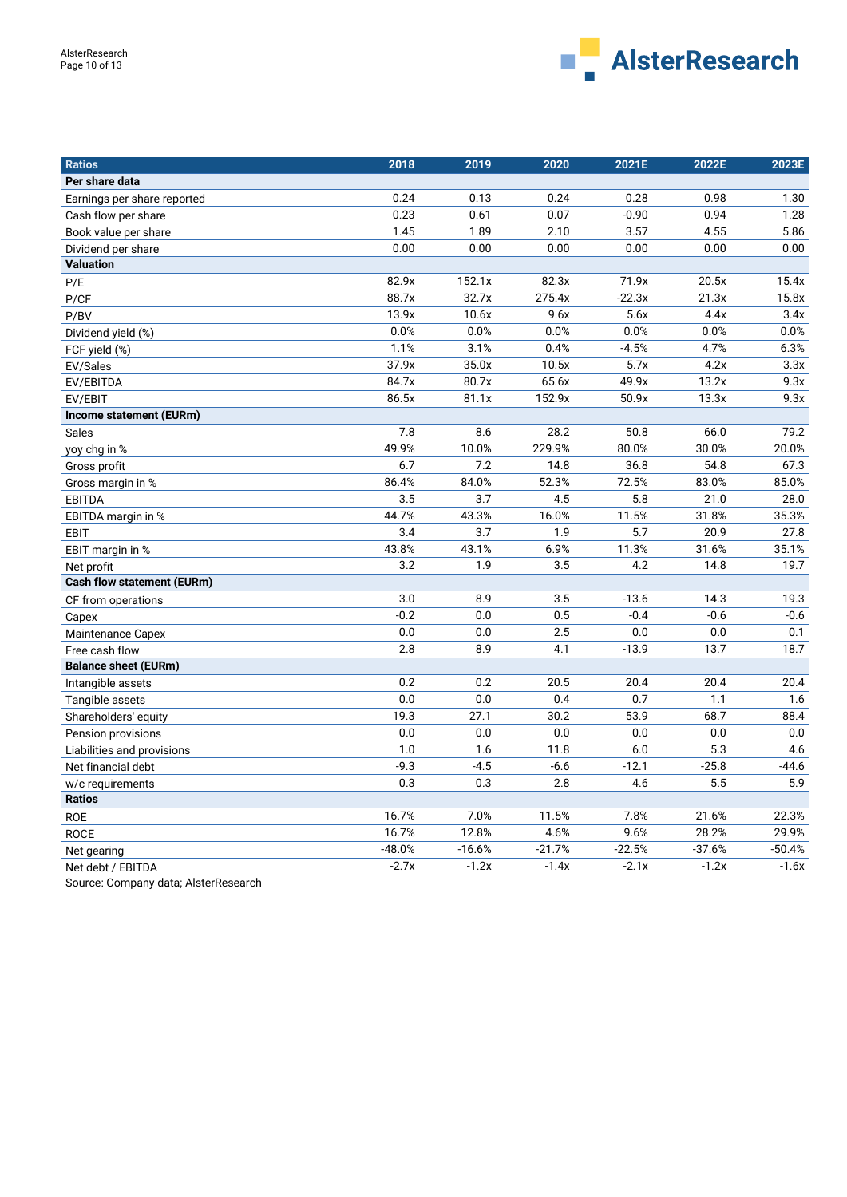| Ratios | 2018 | 2019 | 2020 | 2021E | 2022E | 2023E |
|---|---|---|---|---|---|---|
| **Per share data** | | | | | | |
| Earnings per share reported | 0.24 | 0.13 | 0.24 | 0.28 | 0.98 | 1.30 |
| Cash flow per share | 0.23 | 0.61 | 0.07 | -0.90 | 0.94 | 1.28 |
| Book value per share | 1.45 | 1.89 | 2.10 | 3.57 | 4.55 | 5.86 |
| Dividend per share | 0.00 | 0.00 | 0.00 | 0.00 | 0.00 | 0.00 |
| **Valuation** | | | | | | |
| P/E | 82.9x | 152.1x | 82.3x | 71.9x | 20.5x | 15.4x |
| P/CF | 88.7x | 32.7x | 275.4x | -22.3x | 21.3x | 15.8x |
| P/BV | 13.9x | 10.6x | 9.6x | 5.6x | 4.4x | 3.4x |
| Dividend yield (%) | 0.0% | 0.0% | 0.0% | 0.0% | 0.0% | 0.0% |
| FCF yield (%) | 1.1% | 3.1% | 0.4% | -4.5% | 4.7% | 6.3% |
| EV/Sales | 37.9x | 35.0x | 10.5x | 5.7x | 4.2x | 3.3x |
| EV/EBITDA | 84.7x | 80.7x | 65.6x | 49.9x | 13.2x | 9.3x |
| EV/EBIT | 86.5x | 81.1x | 152.9x | 50.9x | 13.3x | 9.3x |
| **Income statement (EURm)** | | | | | | |
| Sales | 7.8 | 8.6 | 28.2 | 50.8 | 66.0 | 79.2 |
| yoy chg in % | 49.9% | 10.0% | 229.9% | 80.0% | 30.0% | 20.0% |
| Gross profit | 6.7 | 7.2 | 14.8 | 36.8 | 54.8 | 67.3 |
| Gross margin in % | 86.4% | 84.0% | 52.3% | 72.5% | 83.0% | 85.0% |
| EBITDA | 3.5 | 3.7 | 4.5 | 5.8 | 21.0 | 28.0 |
| EBITDA margin in % | 44.7% | 43.3% | 16.0% | 11.5% | 31.8% | 35.3% |
| EBIT | 3.4 | 3.7 | 1.9 | 5.7 | 20.9 | 27.8 |
| EBIT margin in % | 43.8% | 43.1% | 6.9% | 11.3% | 31.6% | 35.1% |
| Net profit | 3.2 | 1.9 | 3.5 | 4.2 | 14.8 | 19.7 |
| **Cash flow statement (EURm)** | | | | | | |
| CF from operations | 3.0 | 8.9 | 3.5 | -13.6 | 14.3 | 19.3 |
| Capex | -0.2 | 0.0 | 0.5 | -0.4 | -0.6 | -0.6 |
| Maintenance Capex | 0.0 | 0.0 | 2.5 | 0.0 | 0.0 | 0.1 |
| Free cash flow | 2.8 | 8.9 | 4.1 | -13.9 | 13.7 | 18.7 |
| **Balance sheet (EURm)** | | | | | | |
| Intangible assets | 0.2 | 0.2 | 20.5 | 20.4 | 20.4 | 20.4 |
| Tangible assets | 0.0 | 0.0 | 0.4 | 0.7 | 1.1 | 1.6 |
| Shareholders' equity | 19.3 | 27.1 | 30.2 | 53.9 | 68.7 | 88.4 |
| Pension provisions | 0.0 | 0.0 | 0.0 | 0.0 | 0.0 | 0.0 |
| Liabilities and provisions | 1.0 | 1.6 | 11.8 | 6.0 | 5.3 | 4.6 |
| Net financial debt | -9.3 | -4.5 | -6.6 | -12.1 | -25.8 | -44.6 |
| w/c requirements | 0.3 | 0.3 | 2.8 | 4.6 | 5.5 | 5.9 |
| **Ratios** | | | | | | |
| ROE | 16.7% | 7.0% | 11.5% | 7.8% | 21.6% | 22.3% |
| ROCE | 16.7% | 12.8% | 4.6% | 9.6% | 28.2% | 29.9% |
| Net gearing | -48.0% | -16.6% | -21.7% | -22.5% | -37.6% | -50.4% |
| Net debt / EBITDA | -2.7x | -1.2x | -1.4x | -2.1x | -1.2x | -1.6x |

Source: Company data; AlsterResearch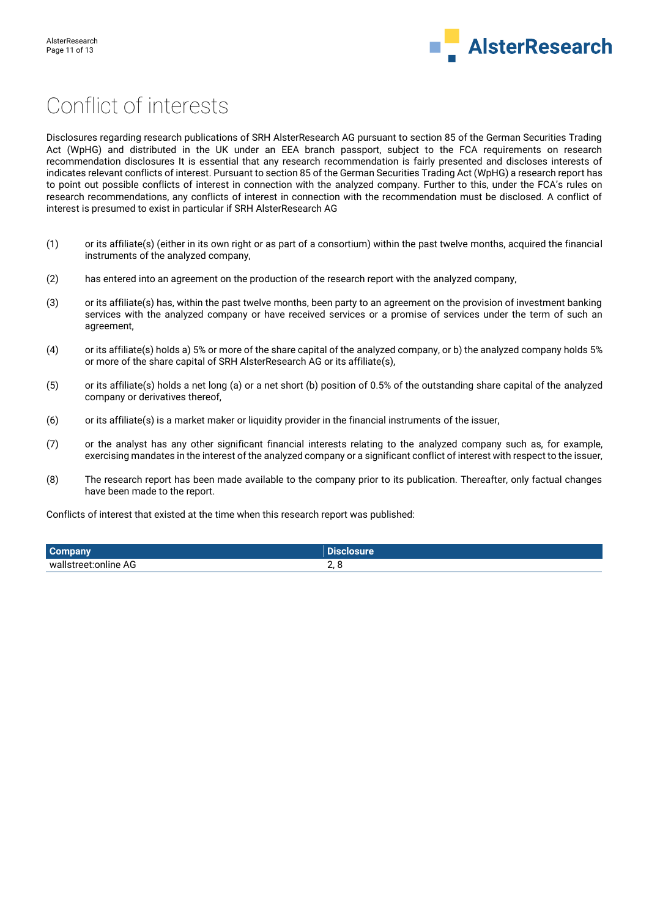# Conflict of interests

Disclosures regarding research publications of SRH AlsterResearch AG pursuant to section 85 of the German Securities Trading Act (WpHG) and distributed in the UK under an EEA branch passport, subject to the FCA requirements on research recommendation disclosures It is essential that any research recommendation is fairly presented and discloses interests of indicates relevant conflicts of interest. Pursuant to section 85 of the German Securities Trading Act (WpHG) a research report has to point out possible conflicts of interest in connection with the analyzed company. Further to this, under the FCA's rules on research recommendations, any conflicts of interest in connection with the recommendation must be disclosed. A conflict of interest is presumed to exist in particular if SRH AlsterResearch AG

(1) or its affiliate(s) (either in its own right or as part of a consortium) within the past twelve months, acquired the financial instruments of the analyzed company,

(2) has entered into an agreement on the production of the research report with the analyzed company,

(3) or its affiliate(s) has, within the past twelve months, been party to an agreement on the provision of investment banking services with the analyzed company or have received services or a promise of services under the term of such an agreement,

(4) or its affiliate(s) holds a) 5% or more of the share capital of the analyzed company, or b) the analyzed company holds 5% or more of the share capital of SRH AlsterResearch AG or its affiliate(s),

(5) or its affiliate(s) holds a net long (a) or a net short (b) position of 0.5% of the outstanding share capital of the analyzed company or derivatives thereof,

(6) or its affiliate(s) is a market maker or liquidity provider in the financial instruments of the issuer,

(7) or the analyst has any other significant financial interests relating to the analyzed company such as, for example, exercising mandates in the interest of the analyzed company or a significant conflict of interest with respect to the issuer,

(8) The research report has been made available to the company prior to its publication. Thereafter, only factual changes have been made to the report.

Conflicts of interest that existed at the time when this research report was published:

| Company | Disclosure |
|---|---|
| wallstreet:online AG | 2, 8 |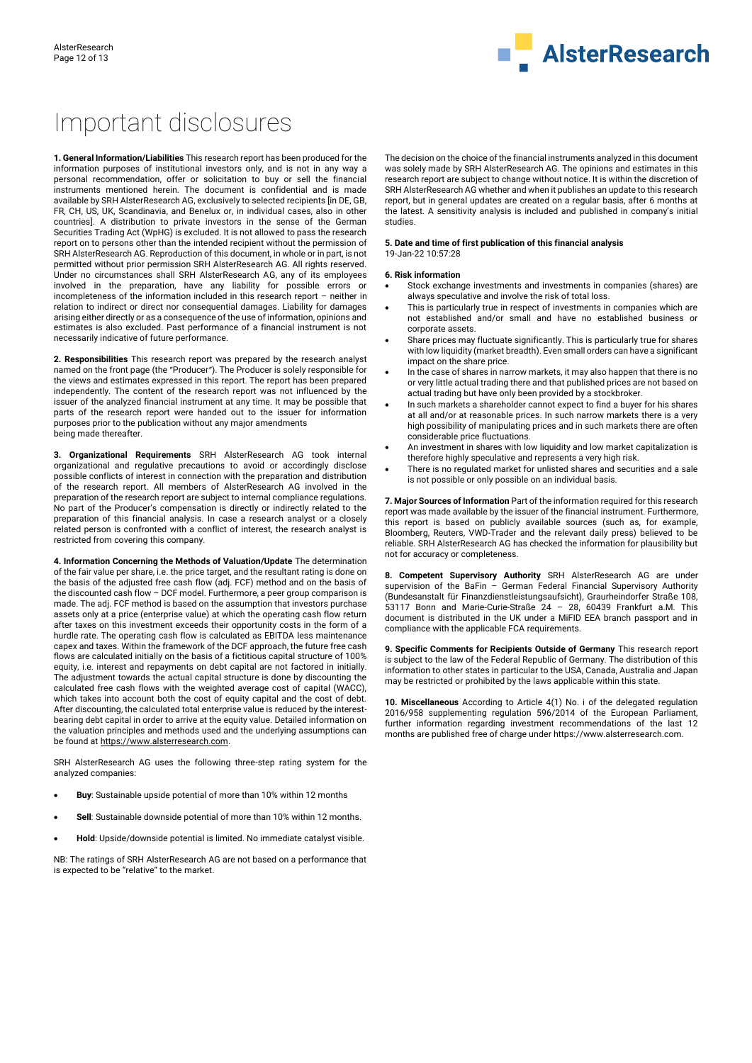# Important disclosures

**1. General Information/Liabilities** This research report has been produced for the information purposes of institutional investors only, and is not in any way a personal recommendation, offer or solicitation to buy or sell the financial instruments mentioned herein. The document is confidential and is made available by SRH AlsterResearch AG, exclusively to selected recipients [in DE, GB, FR, CH, US, UK, Scandinavia, and Benelux or, in individual cases, also in other countries]. A distribution to private investors in the sense of the German Securities Trading Act (WpHG) is excluded. It is not allowed to pass the research report on to persons other than the intended recipient without the permission of SRH AlsterResearch AG. Reproduction of this document, in whole or in part, is not permitted without prior permission SRH AlsterResearch AG. All rights reserved. Under no circumstances shall SRH AlsterResearch AG, any of its employees involved in the preparation, have any liability for possible errors or incompleteness of the information included in this research report – neither in relation to indirect or direct nor consequential damages. Liability for damages arising either directly or as a consequence of the use of information, opinions and estimates is also excluded. Past performance of a financial instrument is not necessarily indicative of future performance.

**2. Responsibilities** This research report was prepared by the research analyst named on the front page (the "Producer"). The Producer is solely responsible for the views and estimates expressed in this report. The report has been prepared independently. The content of the research report was not influenced by the issuer of the analyzed financial instrument at any time. It may be possible that parts of the research report were handed out to the issuer for information purposes prior to the publication without any major amendments being made thereafter.

**3. Organizational Requirements** SRH AlsterResearch AG took internal organizational and regulative precautions to avoid or accordingly disclose possible conflicts of interest in connection with the preparation and distribution of the research report. All members of AlsterResearch AG involved in the preparation of the research report are subject to internal compliance regulations. No part of the Producer's compensation is directly or indirectly related to the preparation of this financial analysis. In case a research analyst or a closely related person is confronted with a conflict of interest, the research analyst is restricted from covering this company.

**4. Information Concerning the Methods of Valuation/Update** The determination of the fair value per share, i.e. the price target, and the resultant rating is done on the basis of the adjusted free cash flow (adj. FCF) method and on the basis of the discounted cash flow – DCF model. Furthermore, a peer group comparison is made. The adj. FCF method is based on the assumption that investors purchase assets only at a price (enterprise value) at which the operating cash flow return after taxes on this investment exceeds their opportunity costs in the form of a hurdle rate. The operating cash flow is calculated as EBITDA less maintenance capex and taxes. Within the framework of the DCF approach, the future free cash flows are calculated initially on the basis of a fictitious capital structure of 100% equity, i.e. interest and repayments on debt capital are not factored in initially. The adjustment towards the actual capital structure is done by discounting the calculated free cash flows with the weighted average cost of capital (WACC), which takes into account both the cost of equity capital and the cost of debt. After discounting, the calculated total enterprise value is reduced by the interest-bearing debt capital in order to arrive at the equity value. Detailed information on the valuation principles and methods used and the underlying assumptions can be found at https://www.alsterresearch.com.

SRH AlsterResearch AG uses the following three-step rating system for the analyzed companies:

- **Buy**: Sustainable upside potential of more than 10% within 12 months
- **Sell**: Sustainable downside potential of more than 10% within 12 months.
- **Hold**: Upside/downside potential is limited. No immediate catalyst visible.

NB: The ratings of SRH AlsterResearch AG are not based on a performance that is expected to be "relative" to the market.

The decision on the choice of the financial instruments analyzed in this document was solely made by SRH AlsterResearch AG. The opinions and estimates in this research report are subject to change without notice. It is within the discretion of SRH AlsterResearch AG whether and when it publishes an update to this research report, but in general updates are created on a regular basis, after 6 months at the latest. A sensitivity analysis is included and published in company's initial studies.

**5. Date and time of first publication of this financial analysis**
19-Jan-22 10:57:28

**6. Risk information**

- Stock exchange investments and investments in companies (shares) are always speculative and involve the risk of total loss.
- This is particularly true in respect of investments in companies which are not established and/or small and have no established business or corporate assets.
- Share prices may fluctuate significantly. This is particularly true for shares with low liquidity (market breadth). Even small orders can have a significant impact on the share price.
- In the case of shares in narrow markets, it may also happen that there is no or very little actual trading there and that published prices are not based on actual trading but have only been provided by a stockbroker.
- In such markets a shareholder cannot expect to find a buyer for his shares at all and/or at reasonable prices. In such narrow markets there is a very high possibility of manipulating prices and in such markets there are often considerable price fluctuations.
- An investment in shares with low liquidity and low market capitalization is therefore highly speculative and represents a very high risk.
- There is no regulated market for unlisted shares and securities and a sale is not possible or only possible on an individual basis.

**7. Major Sources of Information** Part of the information required for this research report was made available by the issuer of the financial instrument. Furthermore, this report is based on publicly available sources (such as, for example, Bloomberg, Reuters, VWD-Trader and the relevant daily press) believed to be reliable. SRH AlsterResearch AG has checked the information for plausibility but not for accuracy or completeness.

**8. Competent Supervisory Authority** SRH AlsterResearch AG are under supervision of the BaFin – German Federal Financial Supervisory Authority (Bundesanstalt für Finanzdienstleistungsaufsicht), Graurheindorfer Straße 108, 53117 Bonn and Marie-Curie-Straße 24 – 28, 60439 Frankfurt a.M. This document is distributed in the UK under a MiFID EEA branch passport and in compliance with the applicable FCA requirements.

**9. Specific Comments for Recipients Outside of Germany** This research report is subject to the law of the Federal Republic of Germany. The distribution of this information to other states in particular to the USA, Canada, Australia and Japan may be restricted or prohibited by the laws applicable within this state.

**10. Miscellaneous** According to Article 4(1) No. i of the delegated regulation 2016/958 supplementing regulation 596/2014 of the European Parliament, further information regarding investment recommendations of the last 12 months are published free of charge under https://www.alsterresearch.com.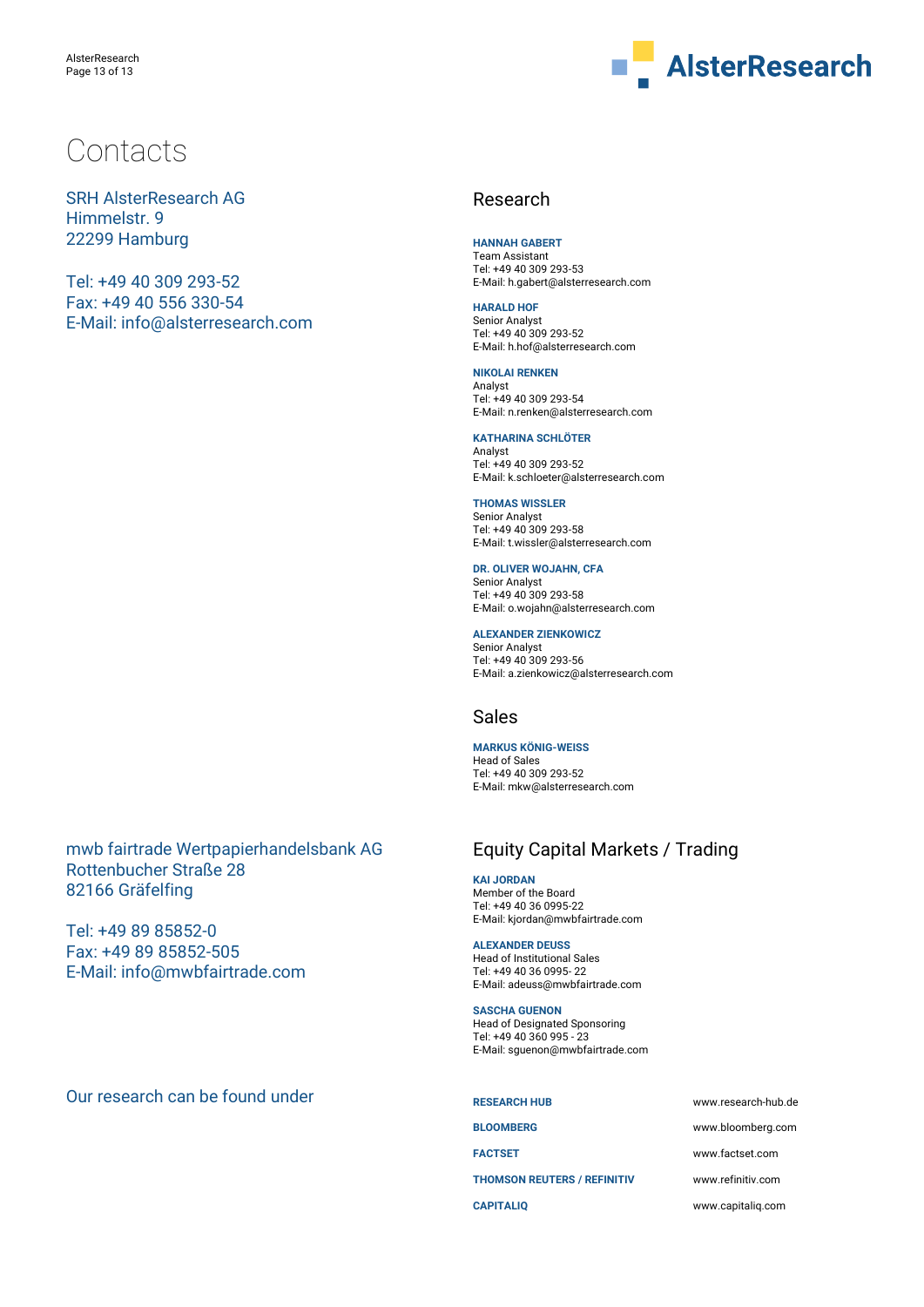# Contacts

SRH AlsterResearch AG
Himmelstr. 9
22299 Hamburg

Tel: +49 40 309 293-52
Fax: +49 40 556 330-54
E-Mail: info@alsterresearch.com

## Research

**HANNAH GABERT**
Team Assistant
Tel: +49 40 309 293-53
E-Mail: h.gabert@alsterresearch.com

**HARALD HOF**
Senior Analyst
Tel: +49 40 309 293-52
E-Mail: h.hof@alsterresearch.com

**NIKOLAI RENKEN**
Analyst
Tel: +49 40 309 293-54
E-Mail: n.renken@alsterresearch.com

**KATHARINA SCHLÖTER**
Analyst
Tel: +49 40 309 293-52
E-Mail: k.schloeter@alsterresearch.com

**THOMAS WISSLER**
Senior Analyst
Tel: +49 40 309 293-58
E-Mail: t.wissler@alsterresearch.com

**DR. OLIVER WOJAHN, CFA**
Senior Analyst
Tel: +49 40 309 293-58
E-Mail: o.wojahn@alsterresearch.com

**ALEXANDER ZIENKOWICZ**
Senior Analyst
Tel: +49 40 309 293-56
E-Mail: a.zienkowicz@alsterresearch.com

## Sales

**MARKUS KÖNIG-WEISS**
Head of Sales
Tel: +49 40 309 293-52
E-Mail: mkw@alsterresearch.com

mwb fairtrade Wertpapierhandelsbank AG
Rottenbucher Straße 28
82166 Gräfelfing

Tel: +49 89 85852-0
Fax: +49 89 85852-505
E-Mail: info@mwbfairtrade.com

## Equity Capital Markets / Trading

**KAI JORDAN**
Member of the Board
Tel: +49 40 36 0995-22
E-Mail: kjordan@mwbfairtrade.com

**ALEXANDER DEUSS**
Head of Institutional Sales
Tel: +49 40 36 0995- 22
E-Mail: adeuss@mwbfairtrade.com

**SASCHA GUENON**
Head of Designated Sponsoring
Tel: +49 40 360 995 - 23
E-Mail: sguenon@mwbfairtrade.com

Our research can be found under

| | |
|---|---|
| **RESEARCH HUB** | www.research-hub.de |
| **BLOOMBERG** | www.bloomberg.com |
| **FACTSET** | www.factset.com |
| **THOMSON REUTERS / REFINITIV** | www.refinitiv.com |
| **CAPITALIQ** | www.capitaliq.com |